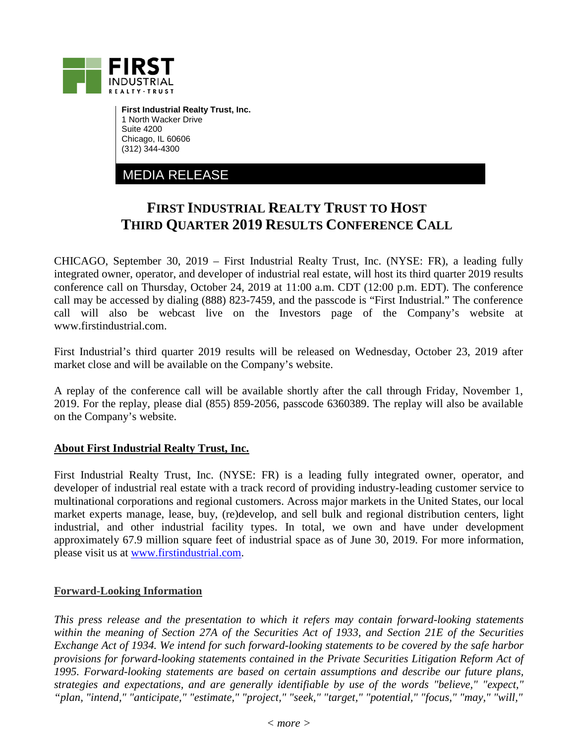**First Industrial Realty Trust, Inc.**
1 North Wacker Drive
Suite 4200
Chicago, IL 60606
(312) 344-4300

MEDIA RELEASE

# FIRST INDUSTRIAL REALTY TRUST TO HOST THIRD QUARTER 2019 RESULTS CONFERENCE CALL

CHICAGO, September 30, 2019 – First Industrial Realty Trust, Inc. (NYSE: FR), a leading fully integrated owner, operator, and developer of industrial real estate, will host its third quarter 2019 results conference call on Thursday, October 24, 2019 at 11:00 a.m. CDT (12:00 p.m. EDT). The conference call may be accessed by dialing (888) 823-7459, and the passcode is "First Industrial." The conference call will also be webcast live on the Investors page of the Company's website at www.firstindustrial.com.

First Industrial's third quarter 2019 results will be released on Wednesday, October 23, 2019 after market close and will be available on the Company's website.

A replay of the conference call will be available shortly after the call through Friday, November 1, 2019. For the replay, please dial (855) 859-2056, passcode 6360389. The replay will also be available on the Company's website.

## About First Industrial Realty Trust, Inc.

First Industrial Realty Trust, Inc. (NYSE: FR) is a leading fully integrated owner, operator, and developer of industrial real estate with a track record of providing industry-leading customer service to multinational corporations and regional customers. Across major markets in the United States, our local market experts manage, lease, buy, (re)develop, and sell bulk and regional distribution centers, light industrial, and other industrial facility types. In total, we own and have under development approximately 67.9 million square feet of industrial space as of June 30, 2019. For more information, please visit us at www.firstindustrial.com.

## Forward-Looking Information

*This press release and the presentation to which it refers may contain forward-looking statements within the meaning of Section 27A of the Securities Act of 1933, and Section 21E of the Securities Exchange Act of 1934. We intend for such forward-looking statements to be covered by the safe harbor provisions for forward-looking statements contained in the Private Securities Litigation Reform Act of 1995. Forward-looking statements are based on certain assumptions and describe our future plans, strategies and expectations, and are generally identifiable by use of the words "believe," "expect," "plan, "intend," "anticipate," "estimate," "project," "seek," "target," "potential," "focus," "may," "will,"*

< more >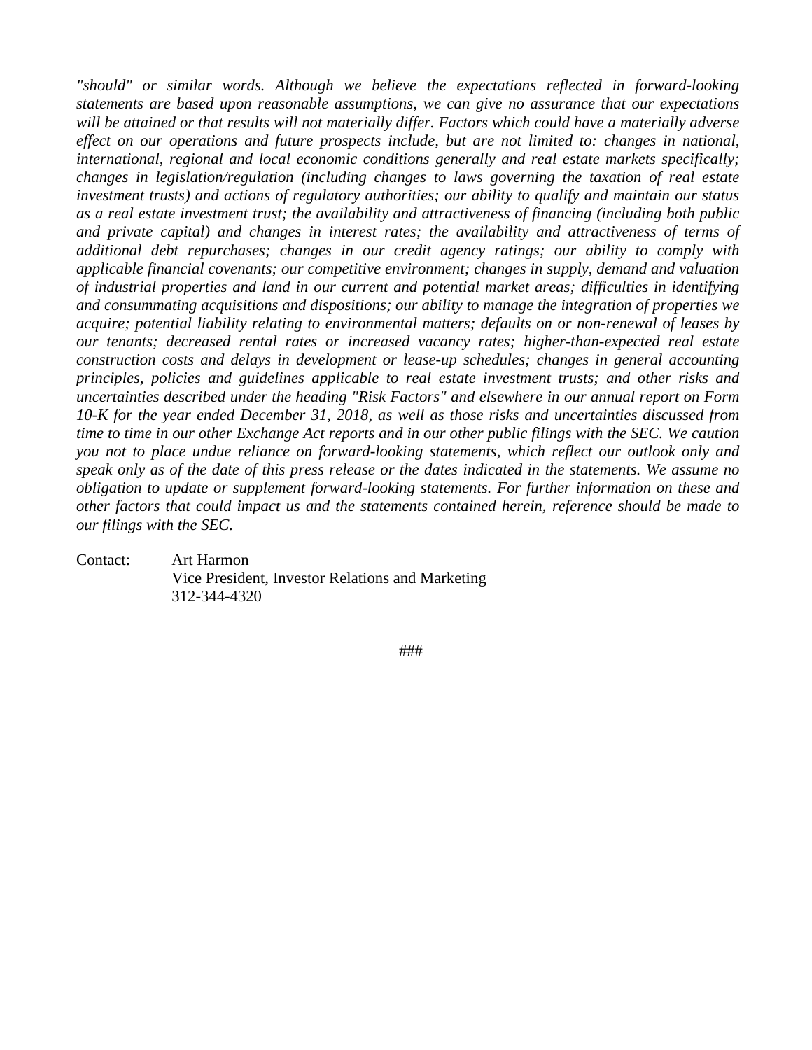*"should" or similar words. Although we believe the expectations reflected in forward-looking statements are based upon reasonable assumptions, we can give no assurance that our expectations will be attained or that results will not materially differ. Factors which could have a materially adverse effect on our operations and future prospects include, but are not limited to: changes in national, international, regional and local economic conditions generally and real estate markets specifically; changes in legislation/regulation (including changes to laws governing the taxation of real estate investment trusts) and actions of regulatory authorities; our ability to qualify and maintain our status as a real estate investment trust; the availability and attractiveness of financing (including both public and private capital) and changes in interest rates; the availability and attractiveness of terms of additional debt repurchases; changes in our credit agency ratings; our ability to comply with applicable financial covenants; our competitive environment; changes in supply, demand and valuation of industrial properties and land in our current and potential market areas; difficulties in identifying and consummating acquisitions and dispositions; our ability to manage the integration of properties we acquire; potential liability relating to environmental matters; defaults on or non-renewal of leases by our tenants; decreased rental rates or increased vacancy rates; higher-than-expected real estate construction costs and delays in development or lease-up schedules; changes in general accounting principles, policies and guidelines applicable to real estate investment trusts; and other risks and uncertainties described under the heading "Risk Factors" and elsewhere in our annual report on Form 10-K for the year ended December 31, 2018, as well as those risks and uncertainties discussed from time to time in our other Exchange Act reports and in our other public filings with the SEC. We caution you not to place undue reliance on forward-looking statements, which reflect our outlook only and speak only as of the date of this press release or the dates indicated in the statements. We assume no obligation to update or supplement forward-looking statements. For further information on these and other factors that could impact us and the statements contained herein, reference should be made to our filings with the SEC.*

Contact: Art Harmon
Vice President, Investor Relations and Marketing
312-344-4320

###